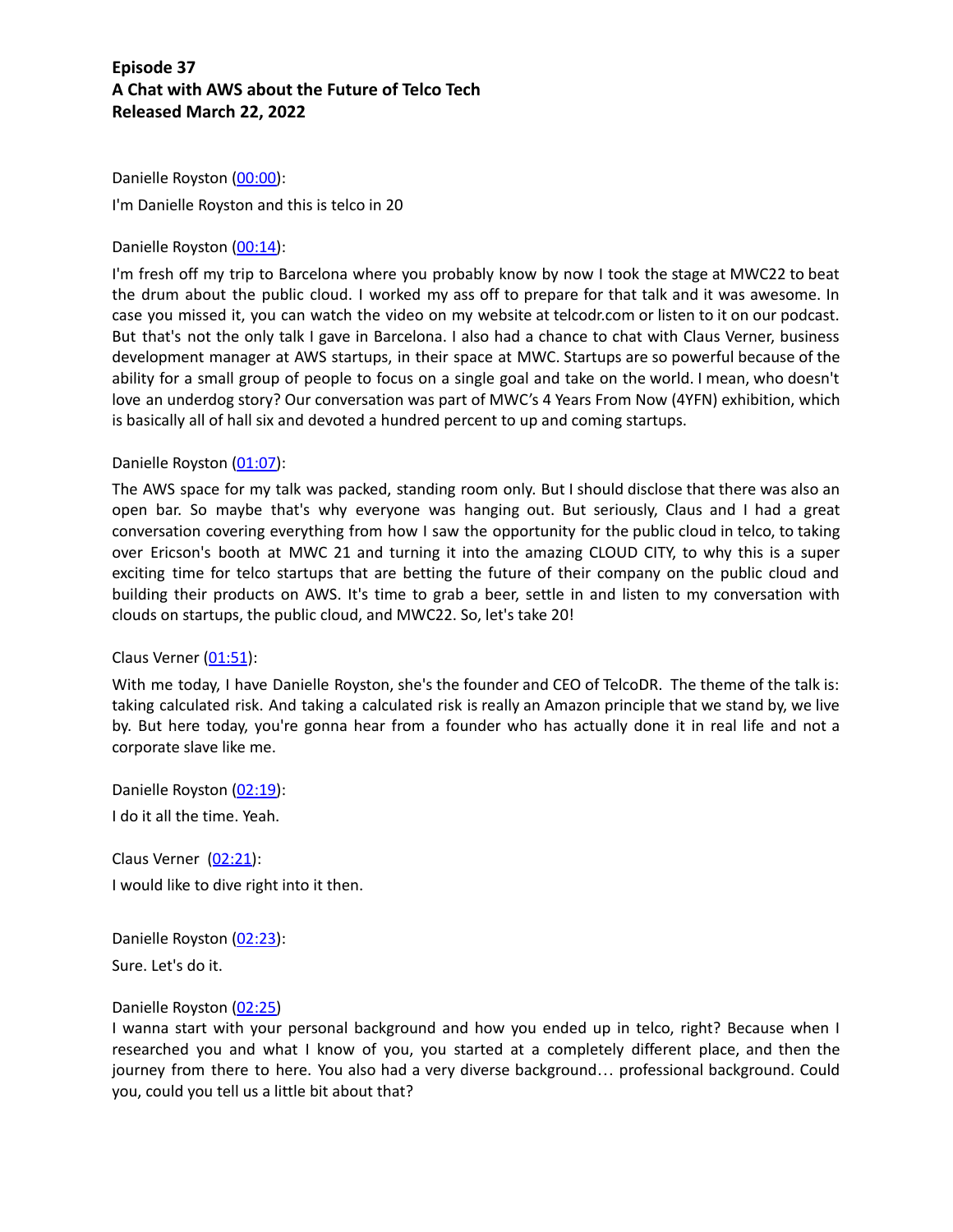**Episode 37**
**A Chat with AWS about the Future of Telco Tech**
**Released March 22, 2022**

Danielle Royston ([00:00](#)):

I'm Danielle Royston and this is telco in 20

Danielle Royston ([00:14](#)):

I'm fresh off my trip to Barcelona where you probably know by now I took the stage at MWC22 to beat the drum about the public cloud. I worked my ass off to prepare for that talk and it was awesome. In case you missed it, you can watch the video on my website at telcodr.com or listen to it on our podcast. But that's not the only talk I gave in Barcelona. I also had a chance to chat with Claus Verner, business development manager at AWS startups, in their space at MWC. Startups are so powerful because of the ability for a small group of people to focus on a single goal and take on the world. I mean, who doesn't love an underdog story? Our conversation was part of MWC's 4 Years From Now (4YFN) exhibition, which is basically all of hall six and devoted a hundred percent to up and coming startups.

Danielle Royston ([01:07](#)):

The AWS space for my talk was packed, standing room only. But I should disclose that there was also an open bar. So maybe that's why everyone was hanging out. But seriously, Claus and I had a great conversation covering everything from how I saw the opportunity for the public cloud in telco, to taking over Ericson's booth at MWC 21 and turning it into the amazing CLOUD CITY, to why this is a super exciting time for telco startups that are betting the future of their company on the public cloud and building their products on AWS. It's time to grab a beer, settle in and listen to my conversation with clouds on startups, the public cloud, and MWC22. So, let's take 20!

Claus Verner ([01:51](#)):

With me today, I have Danielle Royston, she's the founder and CEO of TelcoDR. The theme of the talk is: taking calculated risk. And taking a calculated risk is really an Amazon principle that we stand by, we live by. But here today, you're gonna hear from a founder who has actually done it in real life and not a corporate slave like me.

Danielle Royston ([02:19](#)):

I do it all the time. Yeah.

Claus Verner ([02:21](#)):

I would like to dive right into it then.

Danielle Royston ([02:23](#)):

Sure. Let's do it.

Danielle Royston ([02:25](#))

I wanna start with your personal background and how you ended up in telco, right? Because when I researched you and what I know of you, you started at a completely different place, and then the journey from there to here. You also had a very diverse background… professional background. Could you, could you tell us a little bit about that?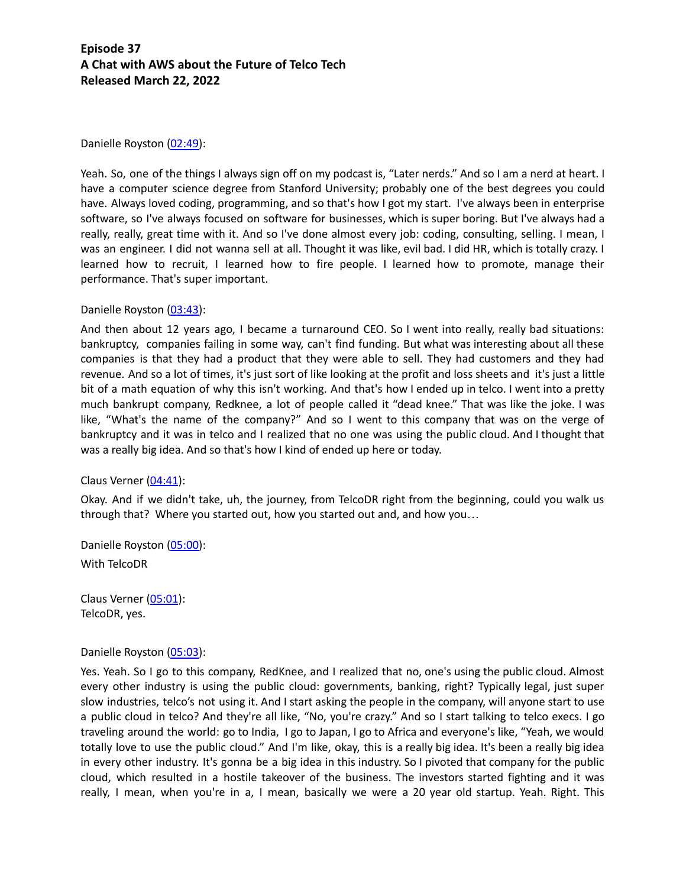# Episode 37
# A Chat with AWS about the Future of Telco Tech
# Released March 22, 2022

Danielle Royston ([02:49](#)):

Yeah. So, one of the things I always sign off on my podcast is, "Later nerds." And so I am a nerd at heart. I have a computer science degree from Stanford University; probably one of the best degrees you could have. Always loved coding, programming, and so that's how I got my start. I've always been in enterprise software, so I've always focused on software for businesses, which is super boring. But I've always had a really, really, great time with it. And so I've done almost every job: coding, consulting, selling. I mean, I was an engineer. I did not wanna sell at all. Thought it was like, evil bad. I did HR, which is totally crazy. I learned how to recruit, I learned how to fire people. I learned how to promote, manage their performance. That's super important.

Danielle Royston ([03:43](#)):

And then about 12 years ago, I became a turnaround CEO. So I went into really, really bad situations: bankruptcy, companies failing in some way, can't find funding. But what was interesting about all these companies is that they had a product that they were able to sell. They had customers and they had revenue. And so a lot of times, it's just sort of like looking at the profit and loss sheets and it's just a little bit of a math equation of why this isn't working. And that's how I ended up in telco. I went into a pretty much bankrupt company, Redknee, a lot of people called it "dead knee." That was like the joke. I was like, "What's the name of the company?" And so I went to this company that was on the verge of bankruptcy and it was in telco and I realized that no one was using the public cloud. And I thought that was a really big idea. And so that's how I kind of ended up here or today.

Claus Verner ([04:41](#)):

Okay. And if we didn't take, uh, the journey, from TelcoDR right from the beginning, could you walk us through that? Where you started out, how you started out and, and how you…

Danielle Royston ([05:00](#)):

With TelcoDR

Claus Verner ([05:01](#)):

TelcoDR, yes.

Danielle Royston ([05:03](#)):

Yes. Yeah. So I go to this company, RedKnee, and I realized that no, one's using the public cloud. Almost every other industry is using the public cloud: governments, banking, right? Typically legal, just super slow industries, telco's not using it. And I start asking the people in the company, will anyone start to use a public cloud in telco? And they're all like, "No, you're crazy." And so I start talking to telco execs. I go traveling around the world: go to India, I go to Japan, I go to Africa and everyone's like, "Yeah, we would totally love to use the public cloud." And I'm like, okay, this is a really big idea. It's been a really big idea in every other industry. It's gonna be a big idea in this industry. So I pivoted that company for the public cloud, which resulted in a hostile takeover of the business. The investors started fighting and it was really, I mean, when you're in a, I mean, basically we were a 20 year old startup. Yeah. Right. This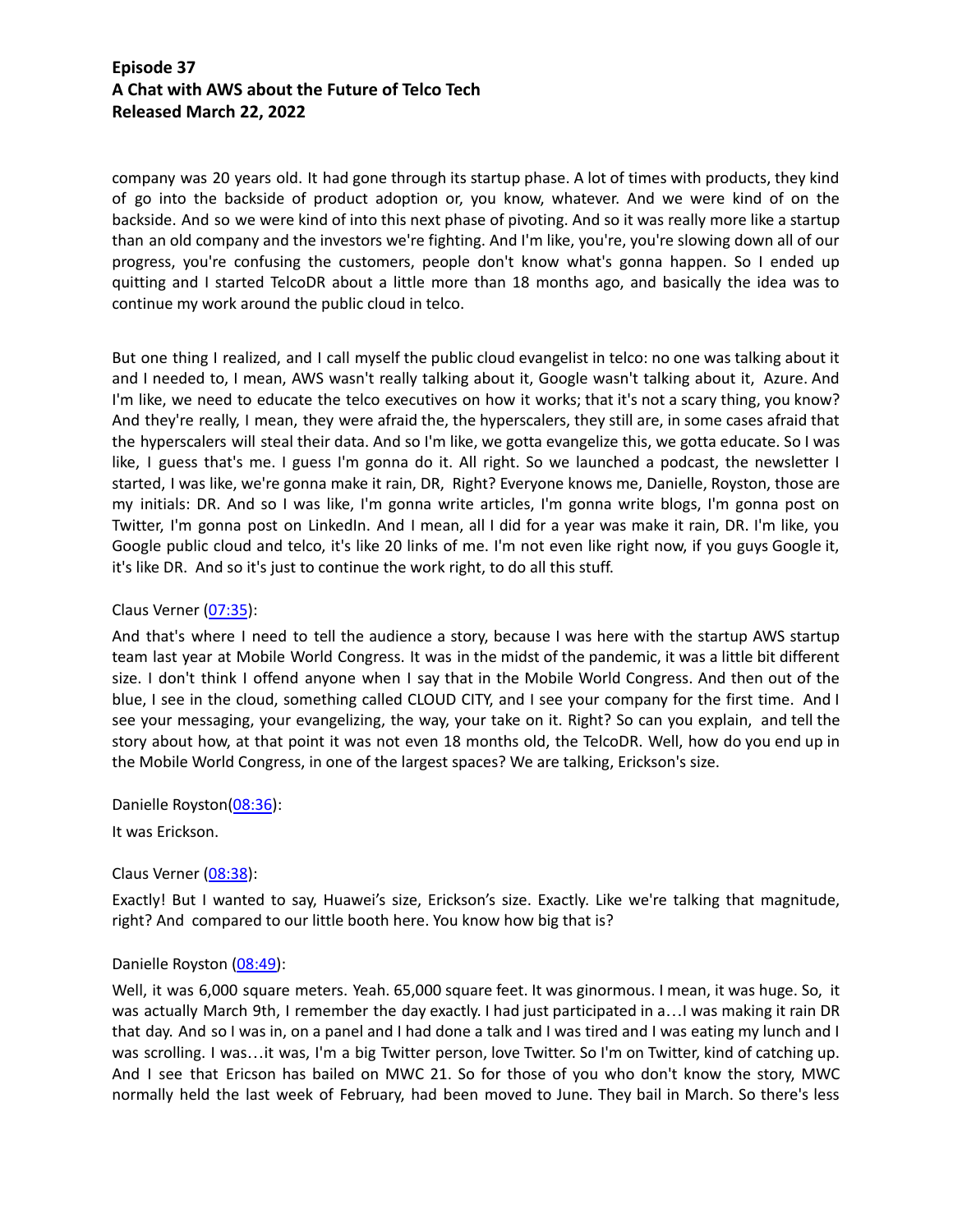company was 20 years old. It had gone through its startup phase. A lot of times with products, they kind of go into the backside of product adoption or, you know, whatever. And we were kind of on the backside. And so we were kind of into this next phase of pivoting. And so it was really more like a startup than an old company and the investors we're fighting. And I'm like, you're, you're slowing down all of our progress, you're confusing the customers, people don't know what's gonna happen. So I ended up quitting and I started TelcoDR about a little more than 18 months ago, and basically the idea was to continue my work around the public cloud in telco.

But one thing I realized, and I call myself the public cloud evangelist in telco: no one was talking about it and I needed to, I mean, AWS wasn't really talking about it, Google wasn't talking about it, Azure. And I'm like, we need to educate the telco executives on how it works; that it's not a scary thing, you know? And they're really, I mean, they were afraid the, the hyperscalers, they still are, in some cases afraid that the hyperscalers will steal their data. And so I'm like, we gotta evangelize this, we gotta educate. So I was like, I guess that's me. I guess I'm gonna do it. All right. So we launched a podcast, the newsletter I started, I was like, we're gonna make it rain, DR, Right? Everyone knows me, Danielle, Royston, those are my initials: DR. And so I was like, I'm gonna write articles, I'm gonna write blogs, I'm gonna post on Twitter, I'm gonna post on LinkedIn. And I mean, all I did for a year was make it rain, DR. I'm like, you Google public cloud and telco, it's like 20 links of me. I'm not even like right now, if you guys Google it, it's like DR. And so it's just to continue the work right, to do all this stuff.

Claus Verner ([07:35]):

And that's where I need to tell the audience a story, because I was here with the startup AWS startup team last year at Mobile World Congress. It was in the midst of the pandemic, it was a little bit different size. I don't think I offend anyone when I say that in the Mobile World Congress. And then out of the blue, I see in the cloud, something called CLOUD CITY, and I see your company for the first time. And I see your messaging, your evangelizing, the way, your take on it. Right? So can you explain, and tell the story about how, at that point it was not even 18 months old, the TelcoDR. Well, how do you end up in the Mobile World Congress, in one of the largest spaces? We are talking, Erickson's size.

Danielle Royston([08:36]):

It was Erickson.

Claus Verner ([08:38]):

Exactly! But I wanted to say, Huawei's size, Erickson's size. Exactly. Like we're talking that magnitude, right? And compared to our little booth here. You know how big that is?

Danielle Royston ([08:49]):

Well, it was 6,000 square meters. Yeah. 65,000 square feet. It was ginormous. I mean, it was huge. So, it was actually March 9th, I remember the day exactly. I had just participated in a…I was making it rain DR that day. And so I was in, on a panel and I had done a talk and I was tired and I was eating my lunch and I was scrolling. I was…it was, I'm a big Twitter person, love Twitter. So I'm on Twitter, kind of catching up. And I see that Ericson has bailed on MWC 21. So for those of you who don't know the story, MWC normally held the last week of February, had been moved to June. They bail in March. So there's less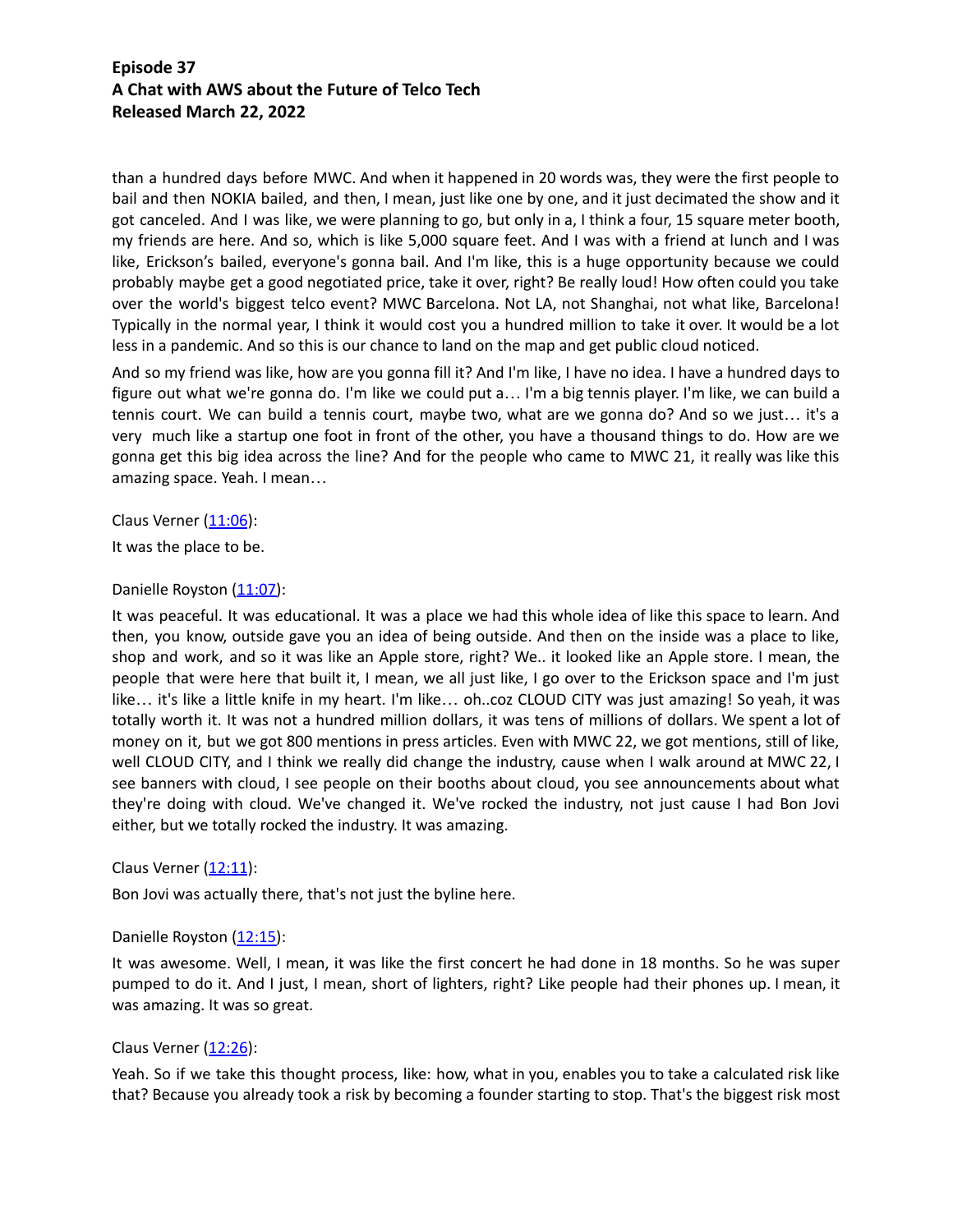than a hundred days before MWC. And when it happened in 20 words was, they were the first people to bail and then NOKIA bailed, and then, I mean, just like one by one, and it just decimated the show and it got canceled. And I was like, we were planning to go, but only in a, I think a four, 15 square meter booth, my friends are here. And so, which is like 5,000 square feet. And I was with a friend at lunch and I was like, Erickson's bailed, everyone's gonna bail. And I'm like, this is a huge opportunity because we could probably maybe get a good negotiated price, take it over, right? Be really loud! How often could you take over the world's biggest telco event? MWC Barcelona. Not LA, not Shanghai, not what like, Barcelona! Typically in the normal year, I think it would cost you a hundred million to take it over. It would be a lot less in a pandemic. And so this is our chance to land on the map and get public cloud noticed.

And so my friend was like, how are you gonna fill it? And I'm like, I have no idea. I have a hundred days to figure out what we're gonna do. I'm like we could put a… I'm a big tennis player. I'm like, we can build a tennis court. We can build a tennis court, maybe two, what are we gonna do? And so we just… it's a very much like a startup one foot in front of the other, you have a thousand things to do. How are we gonna get this big idea across the line? And for the people who came to MWC 21, it really was like this amazing space. Yeah. I mean…

Claus Verner ([11:06]):

It was the place to be.

Danielle Royston ([11:07]):

It was peaceful. It was educational. It was a place we had this whole idea of like this space to learn. And then, you know, outside gave you an idea of being outside. And then on the inside was a place to like, shop and work, and so it was like an Apple store, right? We.. it looked like an Apple store. I mean, the people that were here that built it, I mean, we all just like, I go over to the Erickson space and I'm just like… it's like a little knife in my heart. I'm like… oh..coz CLOUD CITY was just amazing! So yeah, it was totally worth it. It was not a hundred million dollars, it was tens of millions of dollars. We spent a lot of money on it, but we got 800 mentions in press articles. Even with MWC 22, we got mentions, still of like, well CLOUD CITY, and I think we really did change the industry, cause when I walk around at MWC 22, I see banners with cloud, I see people on their booths about cloud, you see announcements about what they're doing with cloud. We've changed it. We've rocked the industry, not just cause I had Bon Jovi either, but we totally rocked the industry. It was amazing.

Claus Verner ([12:11]):

Bon Jovi was actually there, that's not just the byline here.

Danielle Royston ([12:15]):

It was awesome. Well, I mean, it was like the first concert he had done in 18 months. So he was super pumped to do it. And I just, I mean, short of lighters, right? Like people had their phones up. I mean, it was amazing. It was so great.

Claus Verner ([12:26]):

Yeah. So if we take this thought process, like: how, what in you, enables you to take a calculated risk like that? Because you already took a risk by becoming a founder starting to stop. That's the biggest risk most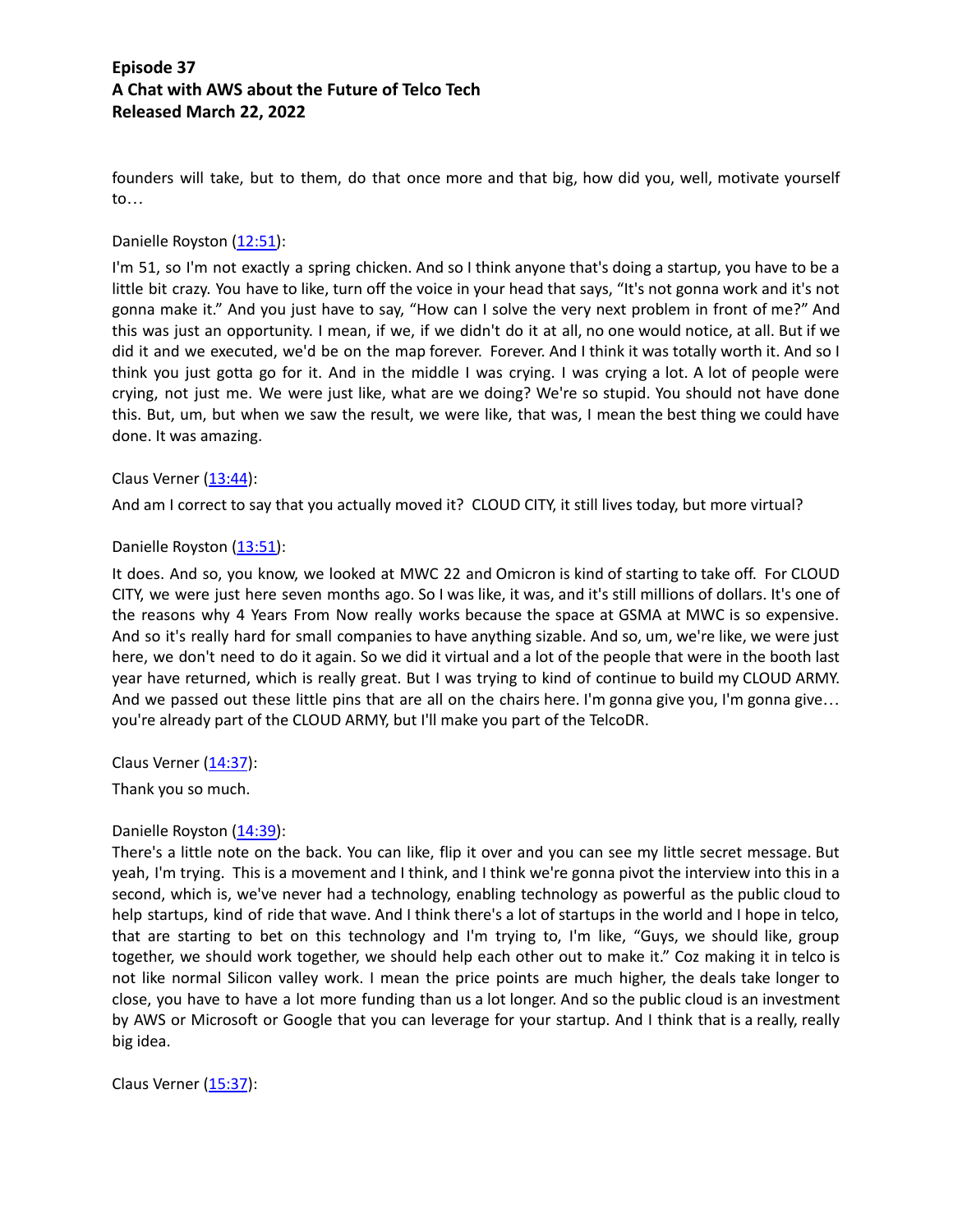founders will take, but to them, do that once more and that big, how did you, well, motivate yourself to…

Danielle Royston ([12:51](12:51)):

I'm 51, so I'm not exactly a spring chicken. And so I think anyone that's doing a startup, you have to be a little bit crazy. You have to like, turn off the voice in your head that says, "It's not gonna work and it's not gonna make it." And you just have to say, "How can I solve the very next problem in front of me?" And this was just an opportunity. I mean, if we, if we didn't do it at all, no one would notice, at all. But if we did it and we executed, we'd be on the map forever. Forever. And I think it was totally worth it. And so I think you just gotta go for it. And in the middle I was crying. I was crying a lot. A lot of people were crying, not just me. We were just like, what are we doing? We're so stupid. You should not have done this. But, um, but when we saw the result, we were like, that was, I mean the best thing we could have done. It was amazing.

Claus Verner ([13:44](13:44)):

And am I correct to say that you actually moved it? CLOUD CITY, it still lives today, but more virtual?

Danielle Royston ([13:51](13:51)):

It does. And so, you know, we looked at MWC 22 and Omicron is kind of starting to take off. For CLOUD CITY, we were just here seven months ago. So I was like, it was, and it's still millions of dollars. It's one of the reasons why 4 Years From Now really works because the space at GSMA at MWC is so expensive. And so it's really hard for small companies to have anything sizable. And so, um, we're like, we were just here, we don't need to do it again. So we did it virtual and a lot of the people that were in the booth last year have returned, which is really great. But I was trying to kind of continue to build my CLOUD ARMY. And we passed out these little pins that are all on the chairs here. I'm gonna give you, I'm gonna give… you're already part of the CLOUD ARMY, but I'll make you part of the TelcoDR.

Claus Verner ([14:37](14:37)):

Thank you so much.

Danielle Royston ([14:39](14:39)):

There's a little note on the back. You can like, flip it over and you can see my little secret message. But yeah, I'm trying. This is a movement and I think, and I think we're gonna pivot the interview into this in a second, which is, we've never had a technology, enabling technology as powerful as the public cloud to help startups, kind of ride that wave. And I think there's a lot of startups in the world and I hope in telco, that are starting to bet on this technology and I'm trying to, I'm like, "Guys, we should like, group together, we should work together, we should help each other out to make it." Coz making it in telco is not like normal Silicon valley work. I mean the price points are much higher, the deals take longer to close, you have to have a lot more funding than us a lot longer. And so the public cloud is an investment by AWS or Microsoft or Google that you can leverage for your startup. And I think that is a really, really big idea.

Claus Verner ([15:37](15:37)):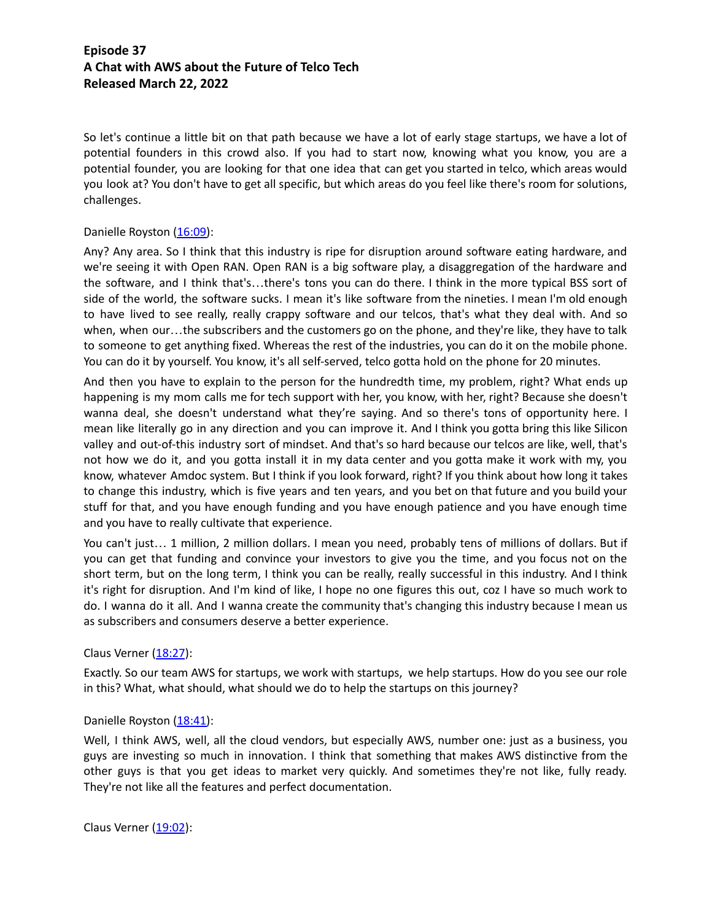**Episode 37**
**A Chat with AWS about the Future of Telco Tech**
**Released March 22, 2022**

So let's continue a little bit on that path because we have a lot of early stage startups, we have a lot of potential founders in this crowd also. If you had to start now, knowing what you know, you are a potential founder, you are looking for that one idea that can get you started in telco, which areas would you look at? You don't have to get all specific, but which areas do you feel like there's room for solutions, challenges.

Danielle Royston ([16:09]):

Any? Any area. So I think that this industry is ripe for disruption around software eating hardware, and we're seeing it with Open RAN. Open RAN is a big software play, a disaggregation of the hardware and the software, and I think that's…there's tons you can do there. I think in the more typical BSS sort of side of the world, the software sucks. I mean it's like software from the nineties. I mean I'm old enough to have lived to see really, really crappy software and our telcos, that's what they deal with. And so when, when our…the subscribers and the customers go on the phone, and they're like, they have to talk to someone to get anything fixed. Whereas the rest of the industries, you can do it on the mobile phone. You can do it by yourself. You know, it's all self-served, telco gotta hold on the phone for 20 minutes.

And then you have to explain to the person for the hundredth time, my problem, right? What ends up happening is my mom calls me for tech support with her, you know, with her, right? Because she doesn't wanna deal, she doesn't understand what they're saying. And so there's tons of opportunity here. I mean like literally go in any direction and you can improve it. And I think you gotta bring this like Silicon valley and out-of-this industry sort of mindset. And that's so hard because our telcos are like, well, that's not how we do it, and you gotta install it in my data center and you gotta make it work with my, you know, whatever Amdoc system. But I think if you look forward, right? If you think about how long it takes to change this industry, which is five years and ten years, and you bet on that future and you build your stuff for that, and you have enough funding and you have enough patience and you have enough time and you have to really cultivate that experience.

You can't just… 1 million, 2 million dollars. I mean you need, probably tens of millions of dollars. But if you can get that funding and convince your investors to give you the time, and you focus not on the short term, but on the long term, I think you can be really, really successful in this industry. And I think it's right for disruption. And I'm kind of like, I hope no one figures this out, coz I have so much work to do. I wanna do it all. And I wanna create the community that's changing this industry because I mean us as subscribers and consumers deserve a better experience.

Claus Verner ([18:27]):

Exactly. So our team AWS for startups, we work with startups, we help startups. How do you see our role in this? What, what should, what should we do to help the startups on this journey?

Danielle Royston ([18:41]):

Well, I think AWS, well, all the cloud vendors, but especially AWS, number one: just as a business, you guys are investing so much in innovation. I think that something that makes AWS distinctive from the other guys is that you get ideas to market very quickly. And sometimes they're not like, fully ready. They're not like all the features and perfect documentation.

Claus Verner ([19:02]):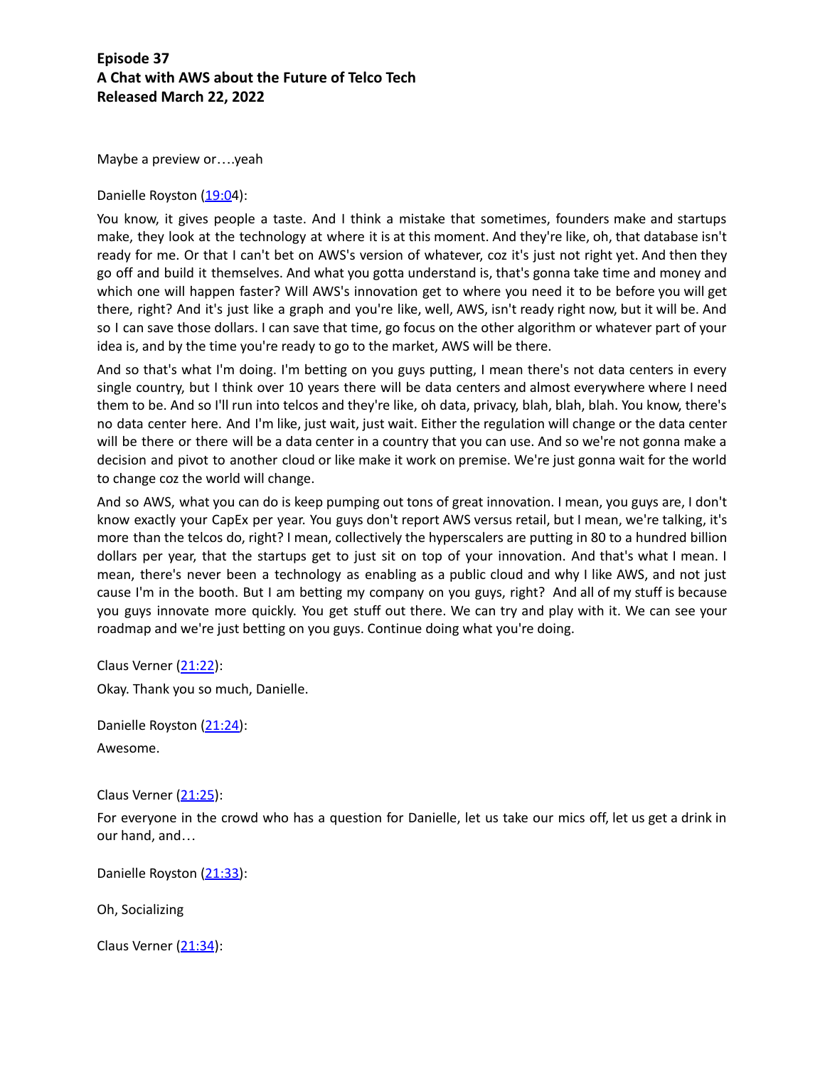**Episode 37**
**A Chat with AWS about the Future of Telco Tech**
**Released March 22, 2022**

Maybe a preview or….yeah

Danielle Royston (19:04):

You know, it gives people a taste. And I think a mistake that sometimes, founders make and startups make, they look at the technology at where it is at this moment. And they're like, oh, that database isn't ready for me. Or that I can't bet on AWS's version of whatever, coz it's just not right yet. And then they go off and build it themselves. And what you gotta understand is, that's gonna take time and money and which one will happen faster? Will AWS's innovation get to where you need it to be before you will get there, right? And it's just like a graph and you're like, well, AWS, isn't ready right now, but it will be. And so I can save those dollars. I can save that time, go focus on the other algorithm or whatever part of your idea is, and by the time you're ready to go to the market, AWS will be there.

And so that's what I'm doing. I'm betting on you guys putting, I mean there's not data centers in every single country, but I think over 10 years there will be data centers and almost everywhere where I need them to be. And so I'll run into telcos and they're like, oh data, privacy, blah, blah, blah. You know, there's no data center here. And I'm like, just wait, just wait. Either the regulation will change or the data center will be there or there will be a data center in a country that you can use. And so we're not gonna make a decision and pivot to another cloud or like make it work on premise. We're just gonna wait for the world to change coz the world will change.

And so AWS, what you can do is keep pumping out tons of great innovation. I mean, you guys are, I don't know exactly your CapEx per year. You guys don't report AWS versus retail, but I mean, we're talking, it's more than the telcos do, right? I mean, collectively the hyperscalers are putting in 80 to a hundred billion dollars per year, that the startups get to just sit on top of your innovation. And that's what I mean. I mean, there's never been a technology as enabling as a public cloud and why I like AWS, and not just cause I'm in the booth. But I am betting my company on you guys, right? And all of my stuff is because you guys innovate more quickly. You get stuff out there. We can try and play with it. We can see your roadmap and we're just betting on you guys. Continue doing what you're doing.

Claus Verner (21:22):

Okay. Thank you so much, Danielle.

Danielle Royston (21:24):

Awesome.

Claus Verner (21:25):

For everyone in the crowd who has a question for Danielle, let us take our mics off, let us get a drink in our hand, and…

Danielle Royston (21:33):

Oh, Socializing

Claus Verner (21:34):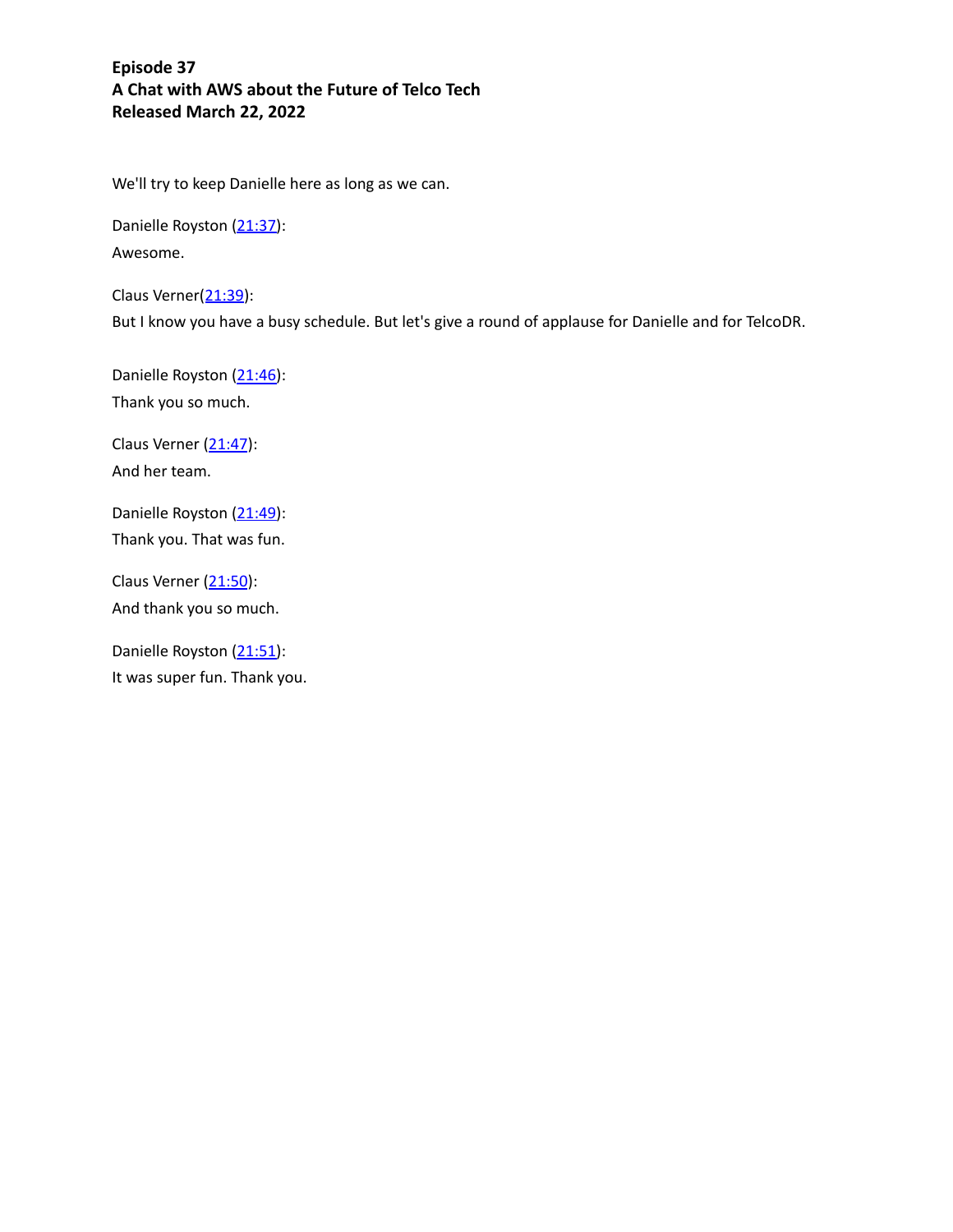**Episode 37**
**A Chat with AWS about the Future of Telco Tech**
**Released March 22, 2022**

We'll try to keep Danielle here as long as we can.

Danielle Royston ([21:37]):
Awesome.

Claus Verner([21:39]):
But I know you have a busy schedule. But let's give a round of applause for Danielle and for TelcoDR.

Danielle Royston ([21:46]):
Thank you so much.

Claus Verner ([21:47]):
And her team.

Danielle Royston ([21:49]):
Thank you. That was fun.

Claus Verner ([21:50]):
And thank you so much.

Danielle Royston ([21:51]):
It was super fun. Thank you.